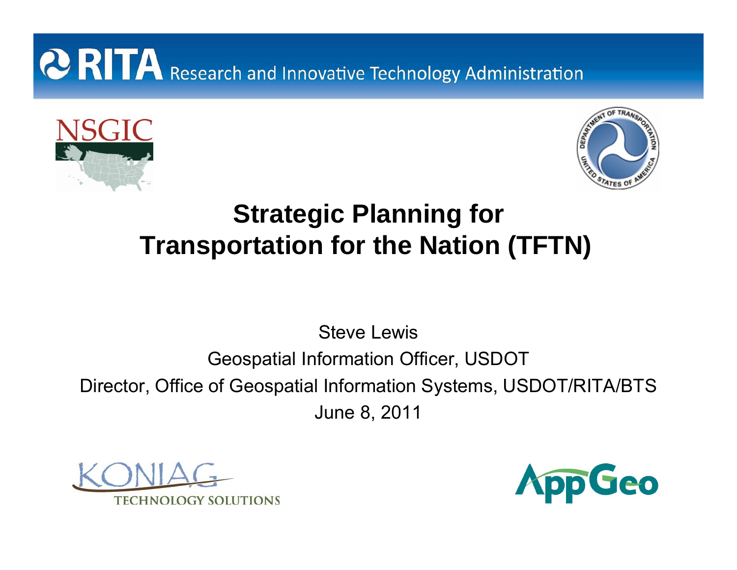RITA Research and Innovative Technology Administration

NSGIC

# Strategic Planning for Transportation for the Nation (TFTN)

Steve Lewis

Geospatial Information Officer, USDOT

Director, Office of Geospatial Information Systems, USDOT/RITA/BTS

June 8, 2011

KONIAG TECHNOLOGY SOLUTIONS

AppGeo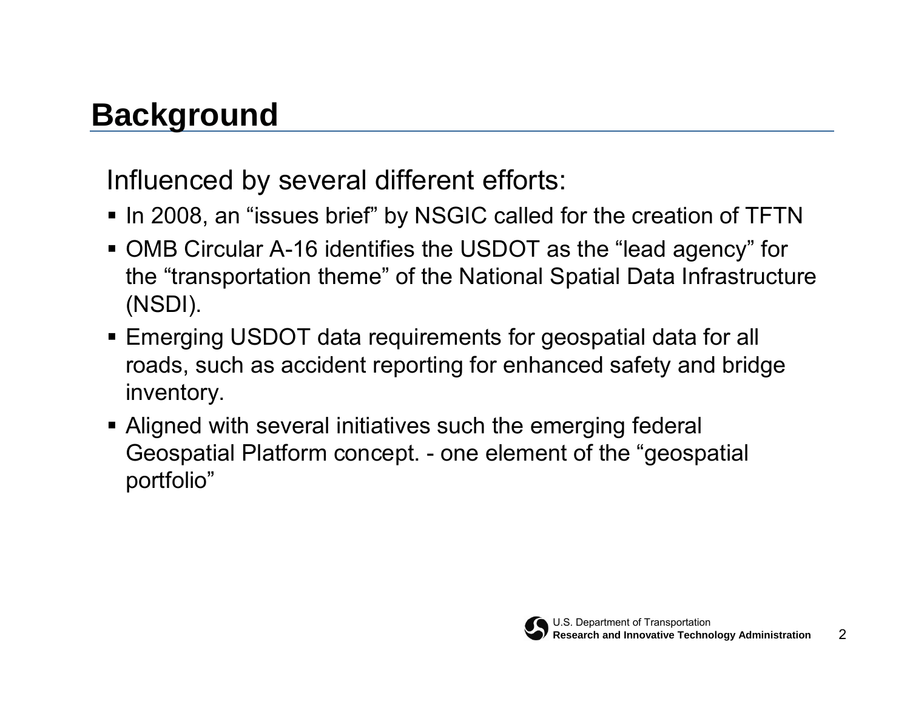## Background

Influenced by several different efforts:

- In 2008, an “issues brief” by NSGIC called for the creation of TFTN
- OMB Circular A-16 identifies the USDOT as the “lead agency” for the “transportation theme” of the National Spatial Data Infrastructure (NSDI).
- Emerging USDOT data requirements for geospatial data for all roads, such as accident reporting for enhanced safety and bridge inventory.
- Aligned with several initiatives such the emerging federal Geospatial Platform concept. - one element of the “geospatial portfolio”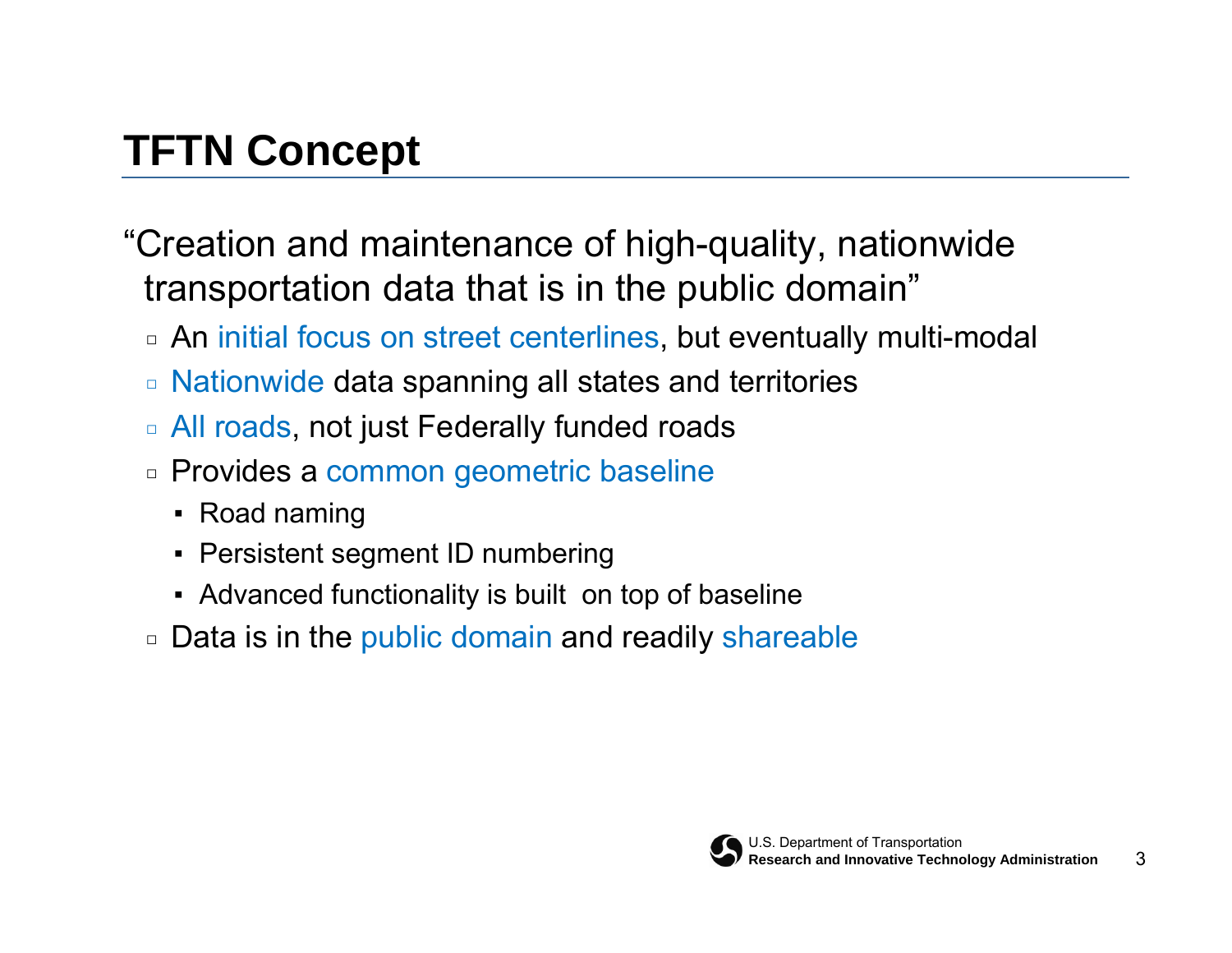## TFTN Concept

"Creation and maintenance of high-quality, nationwide transportation data that is in the public domain"

- An initial focus on street centerlines, but eventually multi-modal
- Nationwide data spanning all states and territories
- All roads, not just Federally funded roads
- Provides a common geometric baseline
  - Road naming
  - Persistent segment ID numbering
  - Advanced functionality is built on top of baseline
- Data is in the public domain and readily shareable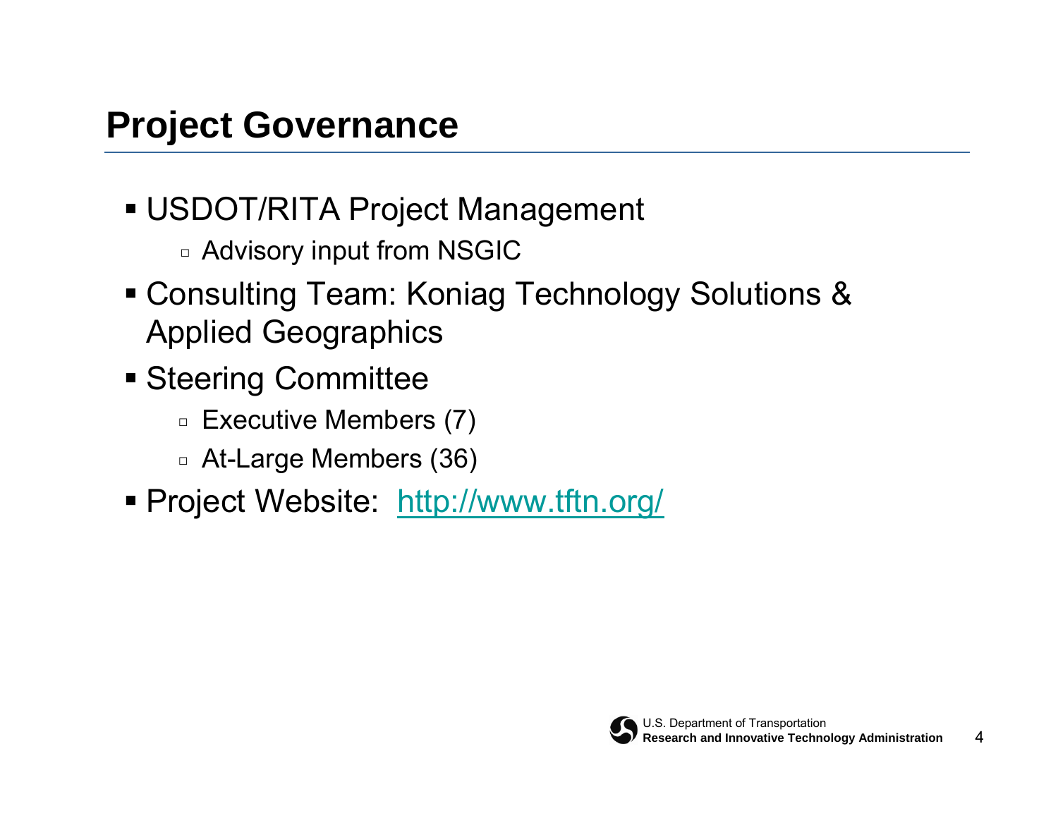## Project Governance

- USDOT/RITA Project Management
  - Advisory input from NSGIC
- Consulting Team: Koniag Technology Solutions & Applied Geographics
- Steering Committee
  - Executive Members (7)
  - At-Large Members (36)
- Project Website: [http://www.tftn.org/](http://www.tftn.org/)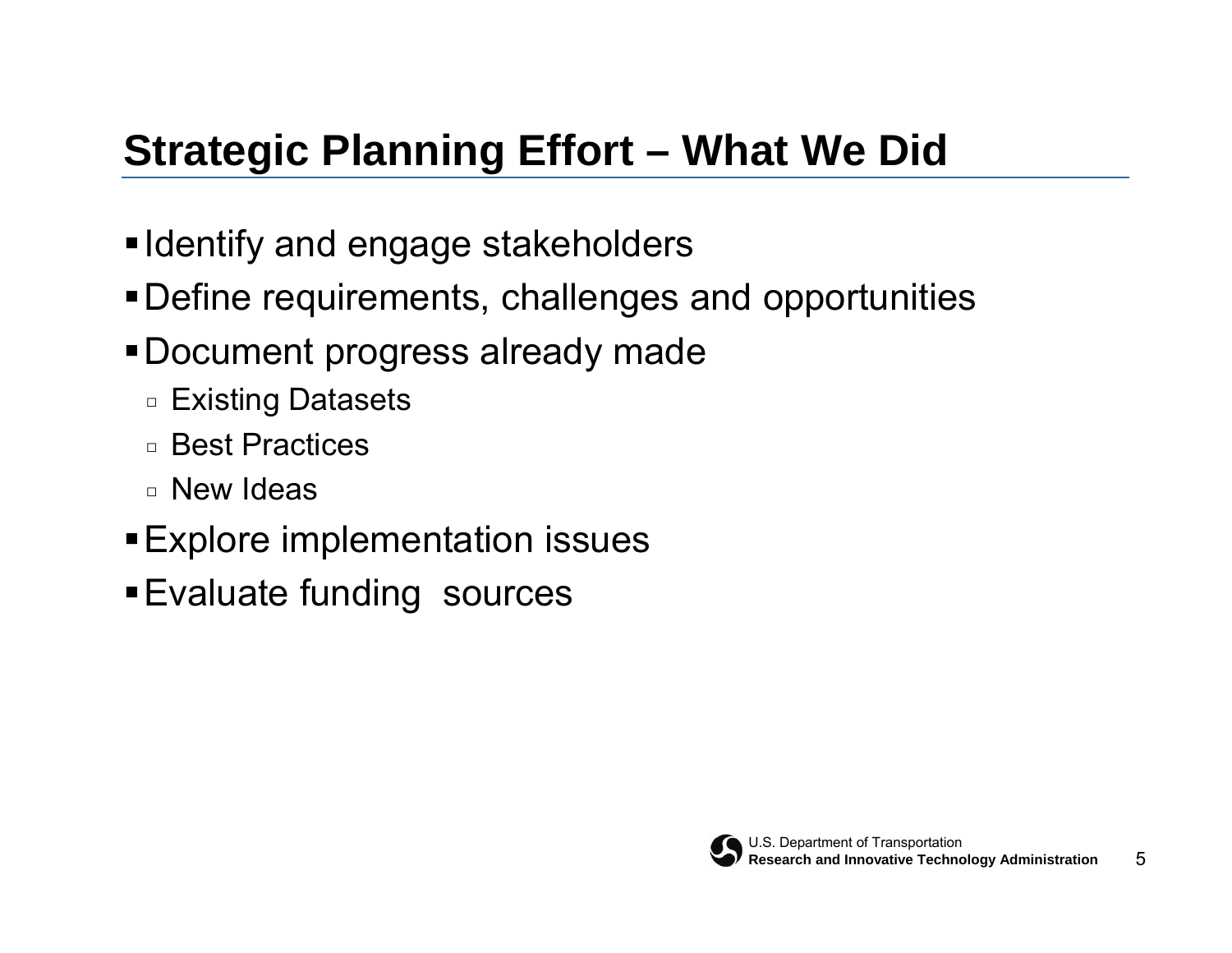# Strategic Planning Effort – What We Did

- Identify and engage stakeholders
- Define requirements, challenges and opportunities
- Document progress already made
  - Existing Datasets
  - Best Practices
  - New Ideas
- Explore implementation issues
- Evaluate funding sources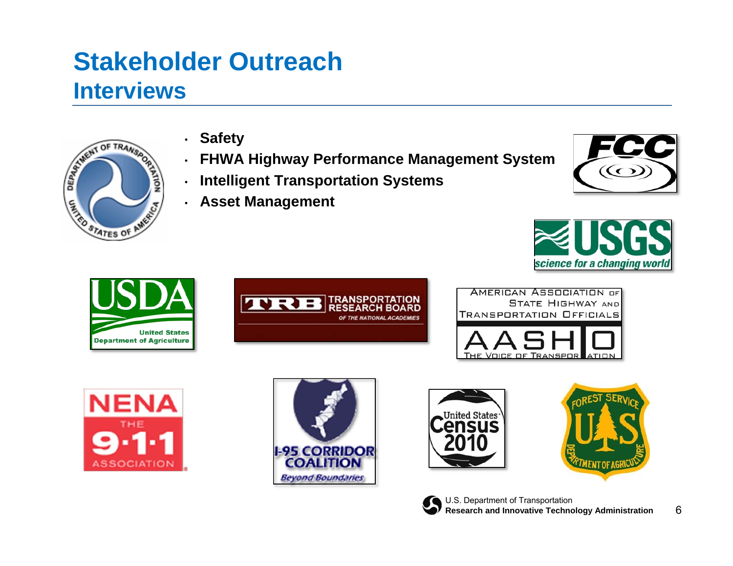# Stakeholder Outreach

## Interviews

- **Safety**
- **FHWA Highway Performance Management System**
- **Intelligent Transportation Systems**
- **Asset Management**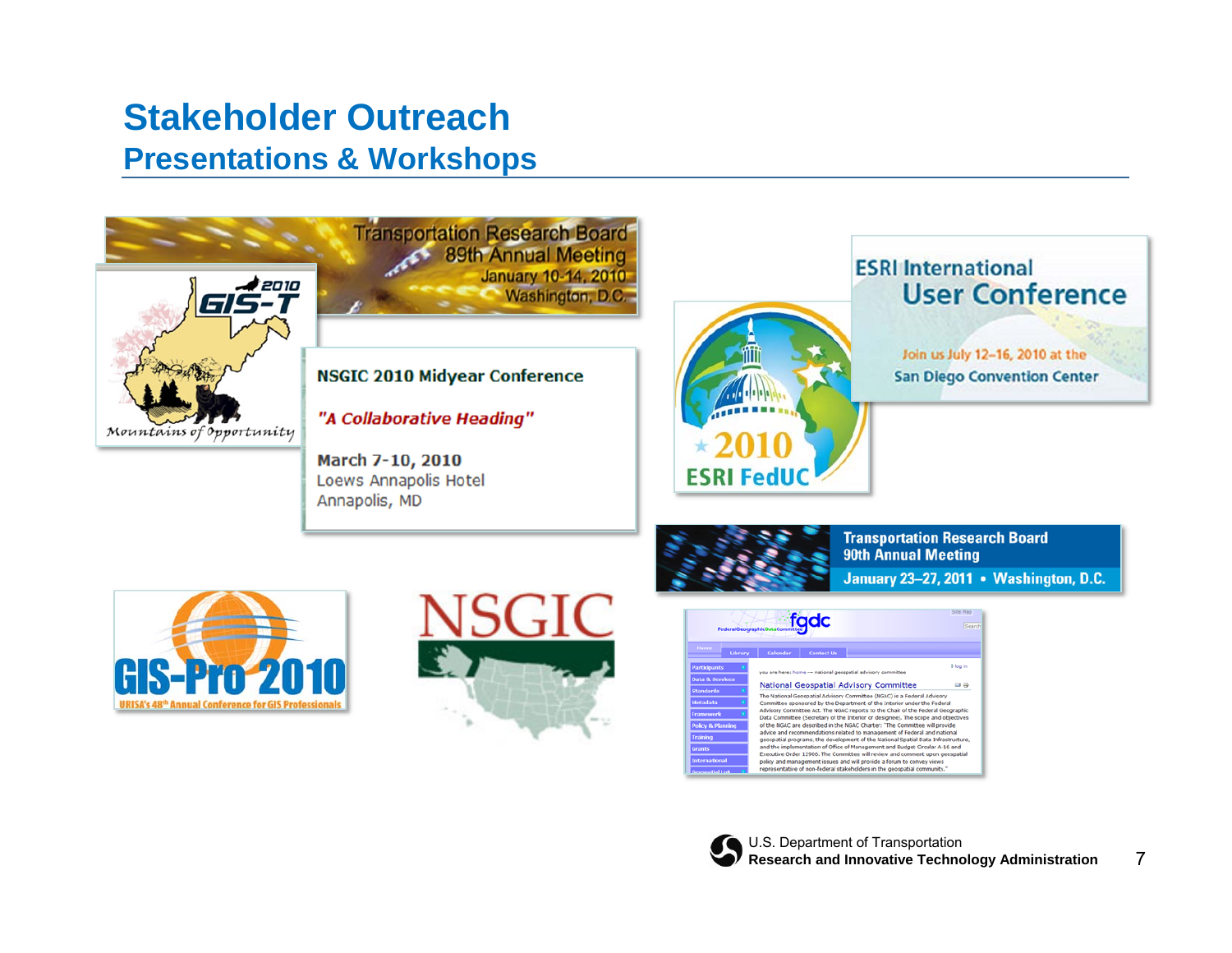# Stakeholder Outreach

## Presentations & Workshops

Transportation Research Board 89th Annual Meeting
January 10-14, 2010
Washington, D.C.

2010 GIS-T
Mountains of Opportunity

NSGIC 2010 Midyear Conference

*"A Collaborative Heading"*

**March 7-10, 2010**
Loews Annapolis Hotel
Annapolis, MD

ESRI International User Conference
Join us July 12–16, 2010 at the San Diego Convention Center

2010 ESRI FedUC

Transportation Research Board 90th Annual Meeting
January 23–27, 2011 • Washington, D.C.

GIS-Pro 2010
URISA's 48th Annual Conference for GIS Professionals

NSGIC

fgdc
Federal Geographic Data Committee

National Geospatial Advisory Committee

The National Geospatial Advisory Committee (NGAC) is a Federal Advisory Committee sponsored by the Department of the Interior under the Federal Advisory Committee Act. The NGAC reports to the Chair of the Federal Geographic Data Committee (Secretary of the Interior or designee). The scope and objectives of the NGAC are described in the NGAC Charter: "The Committee will provide advice and recommendations related to management of Federal and national geospatial programs, the development of the National Spatial Data Infrastructure, and the implementation of Office of Management and Budget Circular A-16 and Executive Order 12906. The Committee will review and comment upon geospatial policy and management issues and will provide a forum to convey views representative of non-federal stakeholders in the geospatial community."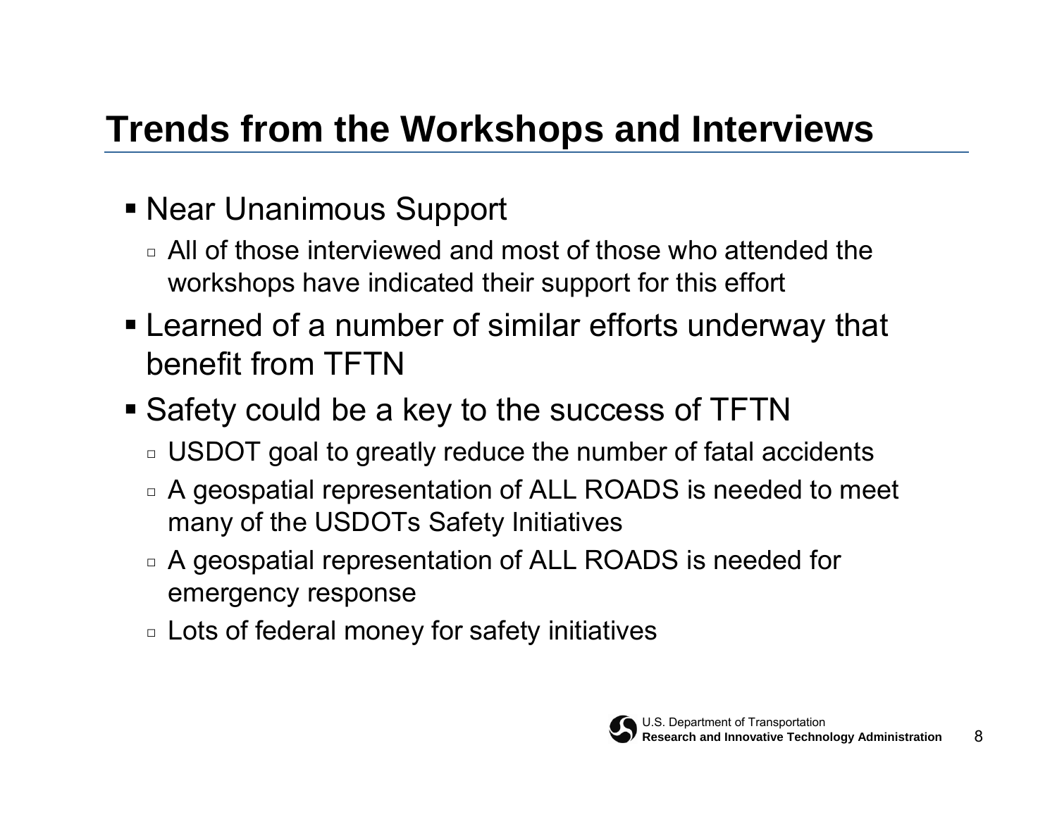# Trends from the Workshops and Interviews

- Near Unanimous Support
  - All of those interviewed and most of those who attended the workshops have indicated their support for this effort
- Learned of a number of similar efforts underway that benefit from TFTN
- Safety could be a key to the success of TFTN
  - USDOT goal to greatly reduce the number of fatal accidents
  - A geospatial representation of ALL ROADS is needed to meet many of the USDOTs Safety Initiatives
  - A geospatial representation of ALL ROADS is needed for emergency response
  - Lots of federal money for safety initiatives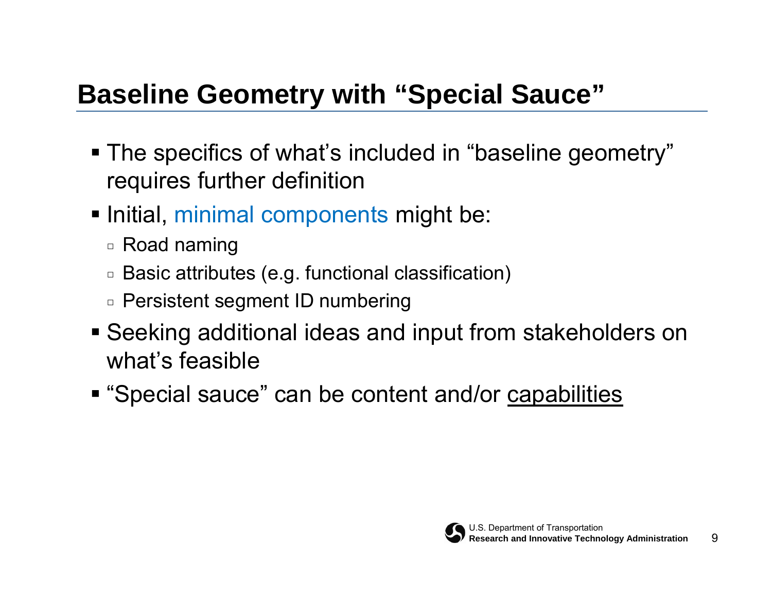## Baseline Geometry with "Special Sauce"

- The specifics of what's included in "baseline geometry" requires further definition
- Initial, minimal components might be:
  - Road naming
  - Basic attributes (e.g. functional classification)
  - Persistent segment ID numbering
- Seeking additional ideas and input from stakeholders on what's feasible
- "Special sauce" can be content and/or <u>capabilities</u>

U.S. Department of Transportation
**Research and Innovative Technology Administration**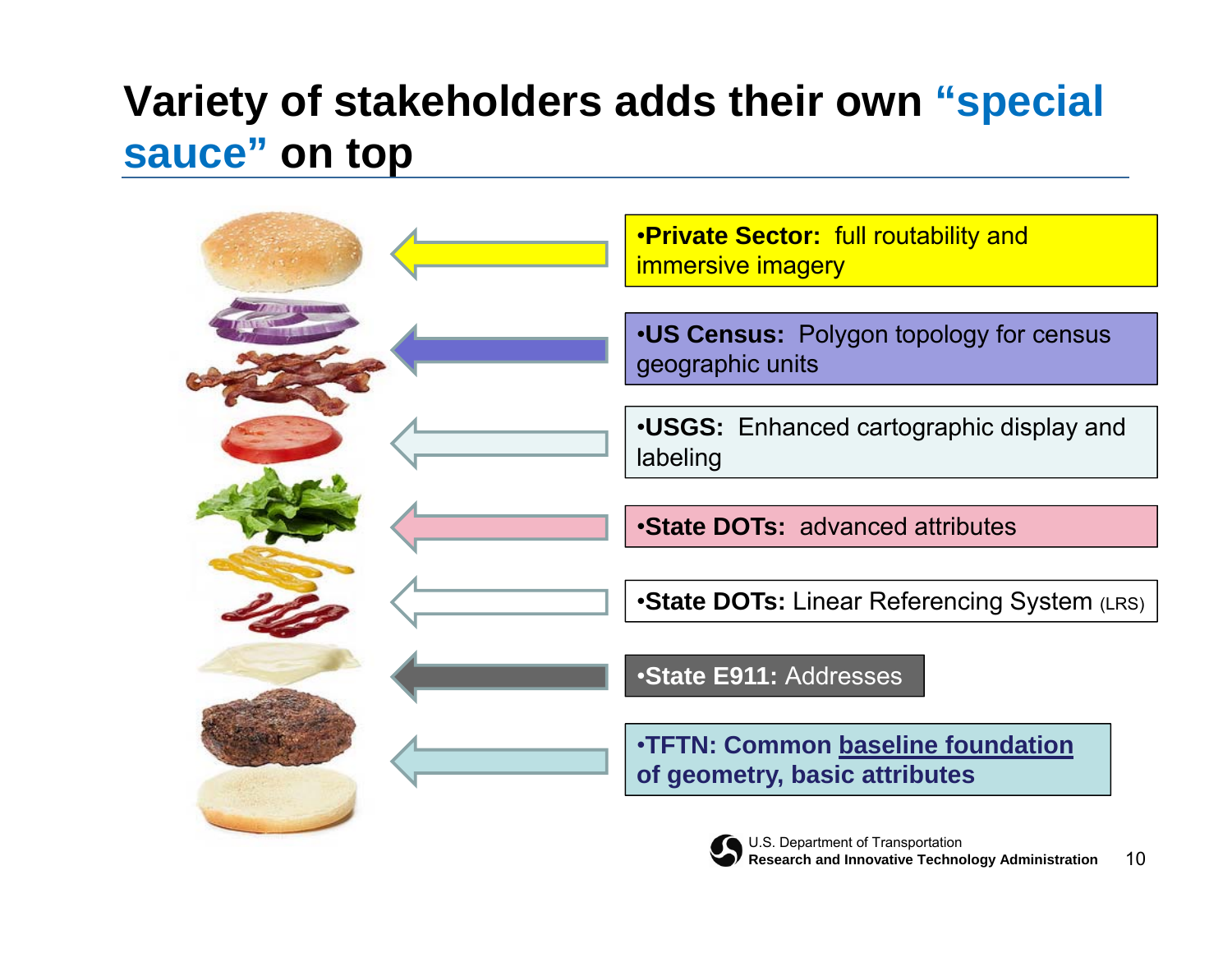# Variety of stakeholders adds their own "special sauce" on top

- **Private Sector:** full routability and immersive imagery
- **US Census:** Polygon topology for census geographic units
- **USGS:** Enhanced cartographic display and labeling
- **State DOTs:** advanced attributes
- **State DOTs:** Linear Referencing System (LRS)
- **State E911:** Addresses
- **TFTN: Common baseline foundation of geometry, basic attributes**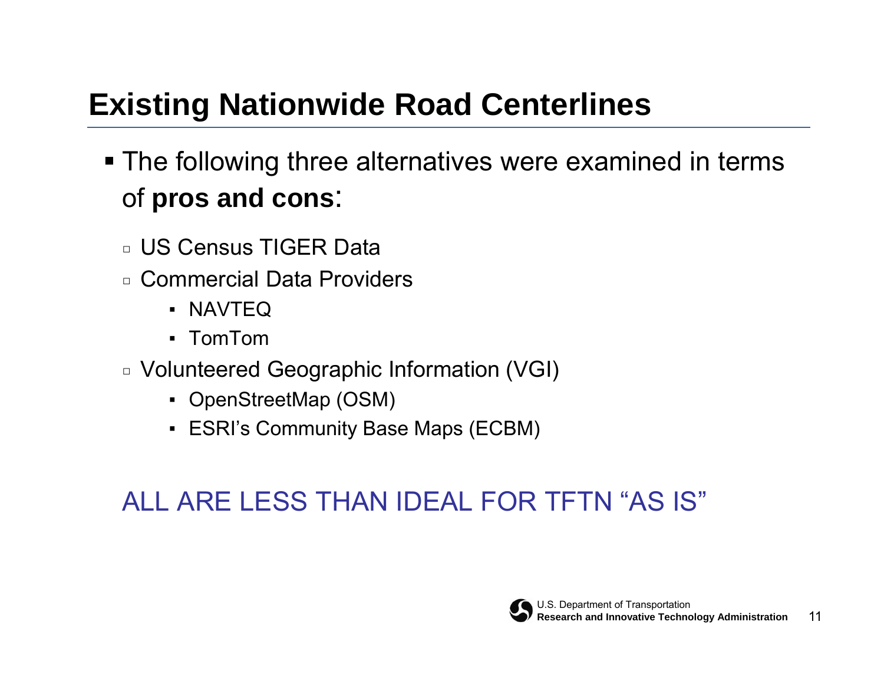# Existing Nationwide Road Centerlines

- The following three alternatives were examined in terms of **pros and cons**:
  - US Census TIGER Data
  - Commercial Data Providers
    - NAVTEQ
    - TomTom
  - Volunteered Geographic Information (VGI)
    - OpenStreetMap (OSM)
    - ESRI's Community Base Maps (ECBM)

ALL ARE LESS THAN IDEAL FOR TFTN "AS IS"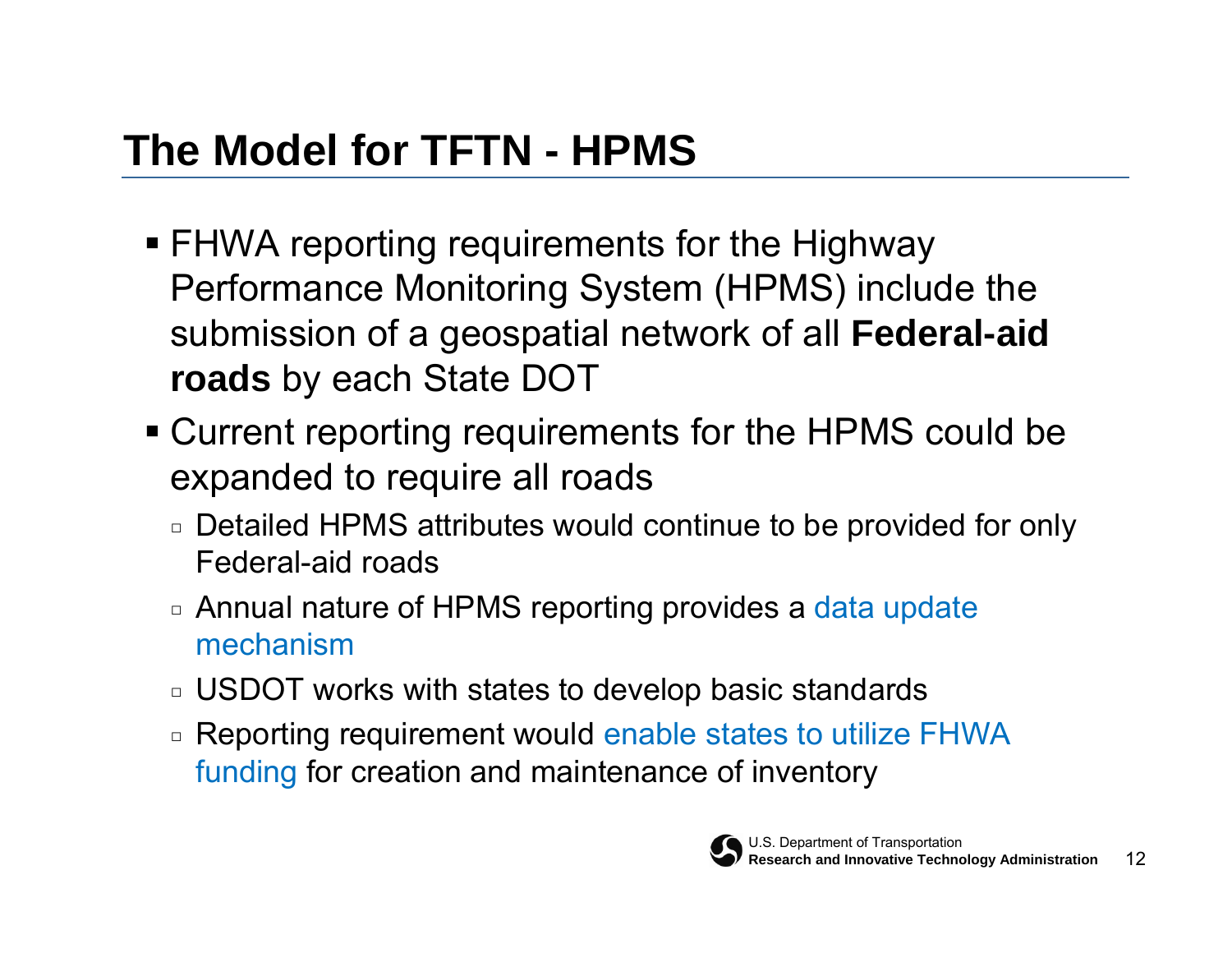# The Model for TFTN - HPMS

- FHWA reporting requirements for the Highway Performance Monitoring System (HPMS) include the submission of a geospatial network of all **Federal-aid roads** by each State DOT
- Current reporting requirements for the HPMS could be expanded to require all roads
  - Detailed HPMS attributes would continue to be provided for only Federal-aid roads
  - Annual nature of HPMS reporting provides a data update mechanism
  - USDOT works with states to develop basic standards
  - Reporting requirement would enable states to utilize FHWA funding for creation and maintenance of inventory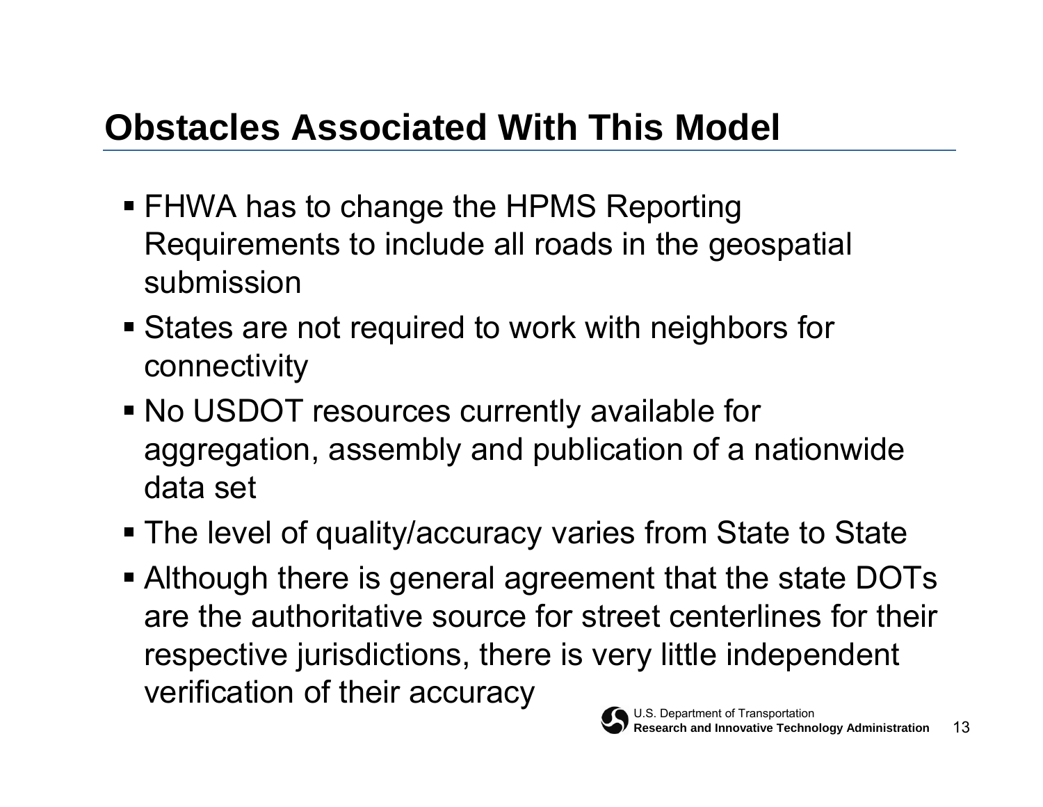## Obstacles Associated With This Model

- FHWA has to change the HPMS Reporting Requirements to include all roads in the geospatial submission
- States are not required to work with neighbors for connectivity
- No USDOT resources currently available for aggregation, assembly and publication of a nationwide data set
- The level of quality/accuracy varies from State to State
- Although there is general agreement that the state DOTs are the authoritative source for street centerlines for their respective jurisdictions, there is very little independent verification of their accuracy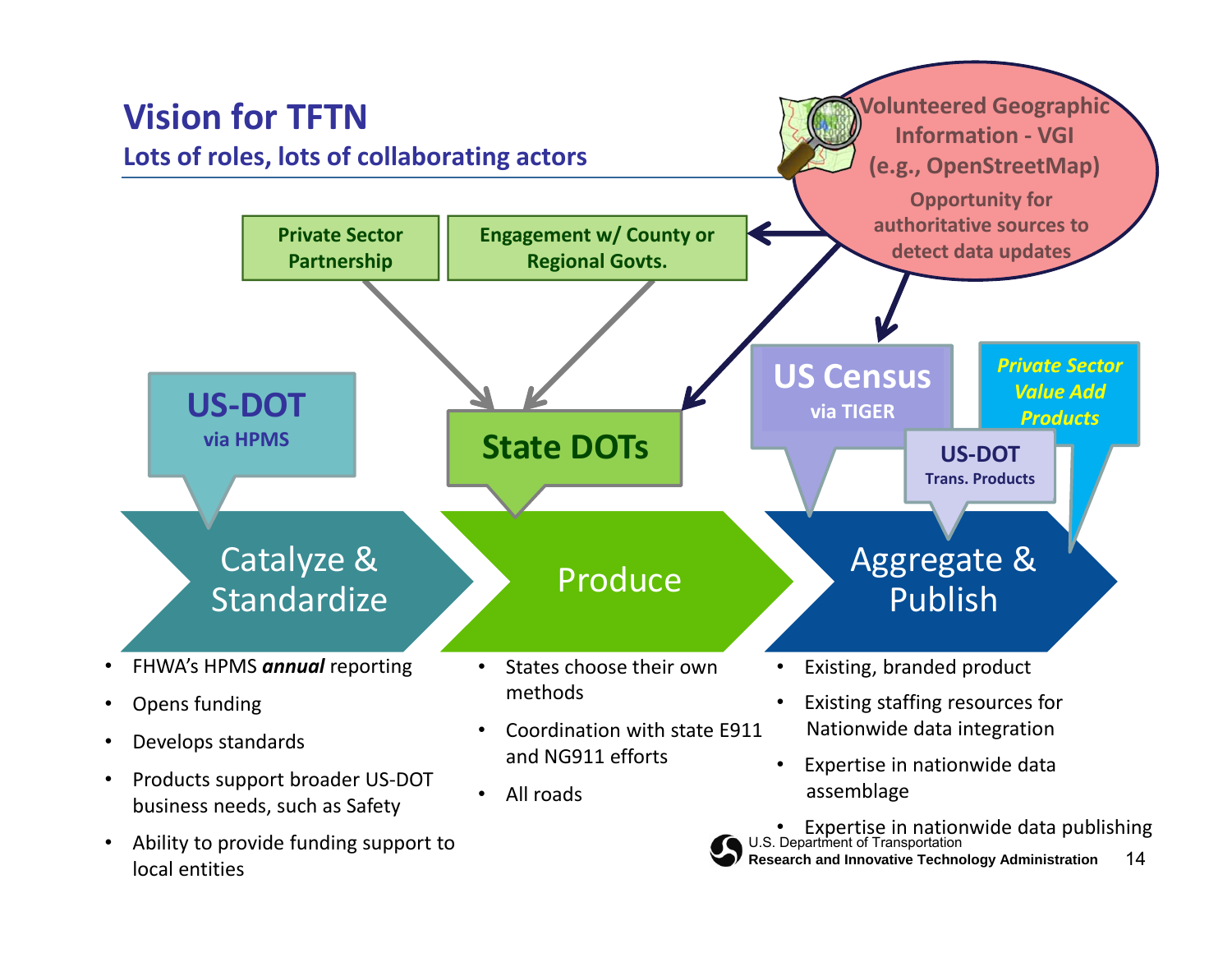# Vision for TFTN

## Lots of roles, lots of collaborating actors

**Volunteered Geographic Information - VGI (e.g., OpenStreetMap)**

Opportunity for authoritative sources to detect data updates

**Private Sector Partnership**

**Engagement w/ County or Regional Govts.**

**US-DOT** via HPMS

**State DOTs**

**US Census** via TIGER

**US-DOT** Trans. Products

***Private Sector Value Add Products***

### Catalyze & Standardize

- FHWA's HPMS ***annual*** reporting
- Opens funding
- Develops standards
- Products support broader US-DOT business needs, such as Safety
- Ability to provide funding support to local entities

### Produce

- States choose their own methods
- Coordination with state E911 and NG911 efforts
- All roads

### Aggregate & Publish

- Existing, branded product
- Existing staffing resources for Nationwide data integration
- Expertise in nationwide data assemblage
- Expertise in nationwide data publishing

U.S. Department of Transportation
**Research and Innovative Technology Administration**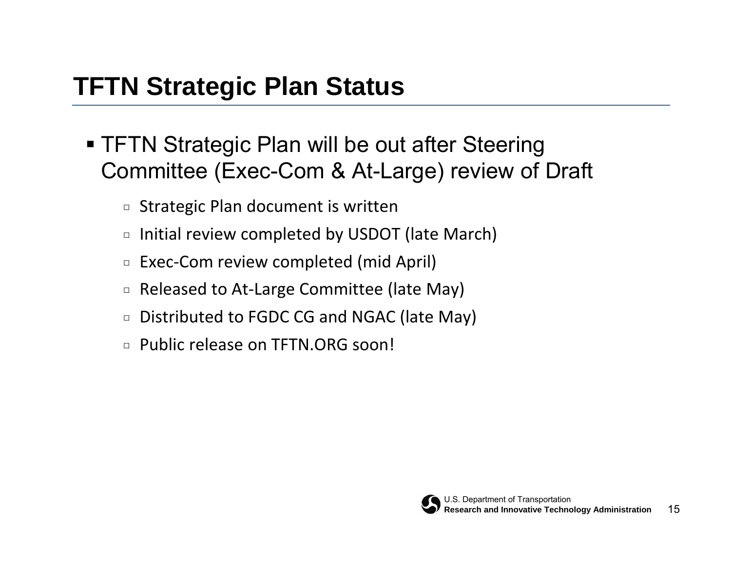# TFTN Strategic Plan Status

- TFTN Strategic Plan will be out after Steering Committee (Exec-Com & At-Large) review of Draft
  - Strategic Plan document is written
  - Initial review completed by USDOT (late March)
  - Exec-Com review completed (mid April)
  - Released to At-Large Committee (late May)
  - Distributed to FGDC CG and NGAC (late May)
  - Public release on TFTN.ORG soon!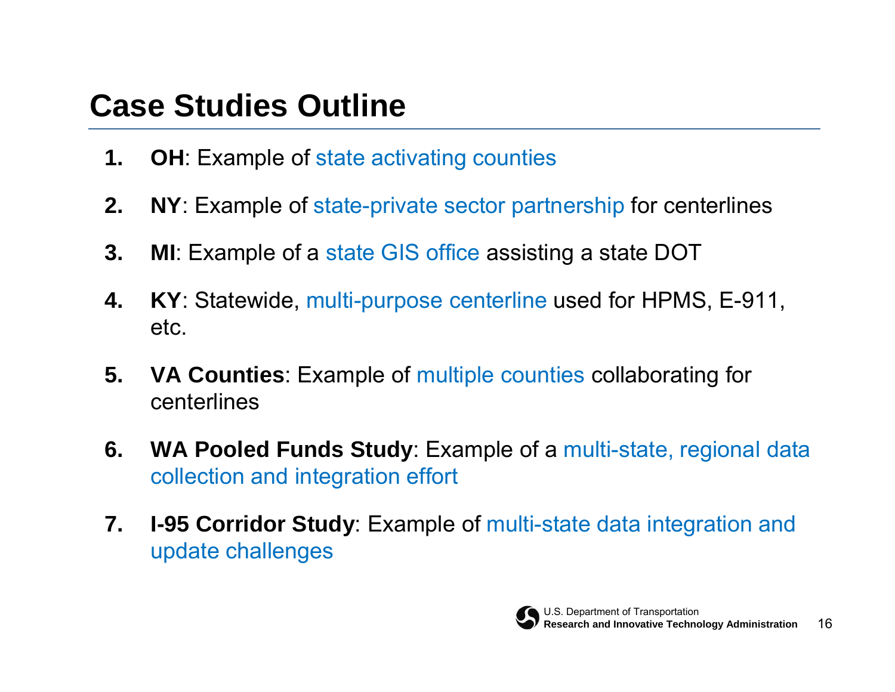# Case Studies Outline

1. **OH**: Example of state activating counties
2. **NY**: Example of state-private sector partnership for centerlines
3. **MI**: Example of a state GIS office assisting a state DOT
4. **KY**: Statewide, multi-purpose centerline used for HPMS, E-911, etc.
5. **VA Counties**: Example of multiple counties collaborating for centerlines
6. **WA Pooled Funds Study**: Example of a multi-state, regional data collection and integration effort
7. **I-95 Corridor Study**: Example of multi-state data integration and update challenges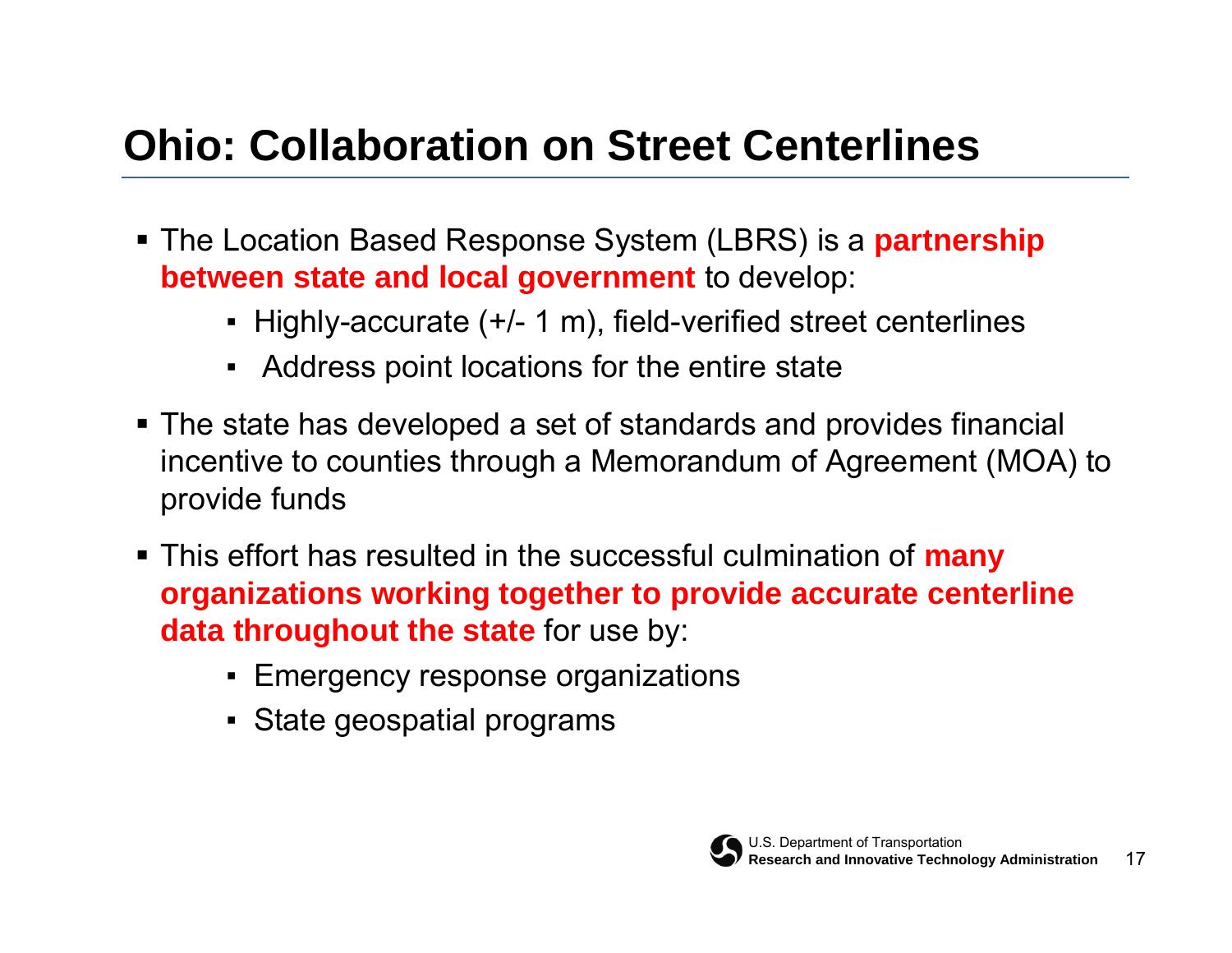# Ohio: Collaboration on Street Centerlines

- The Location Based Response System (LBRS) is a **partnership between state and local government** to develop:
  - Highly-accurate (+/- 1 m), field-verified street centerlines
  - Address point locations for the entire state
- The state has developed a set of standards and provides financial incentive to counties through a Memorandum of Agreement (MOA) to provide funds
- This effort has resulted in the successful culmination of **many organizations working together to provide accurate centerline data throughout the state** for use by:
  - Emergency response organizations
  - State geospatial programs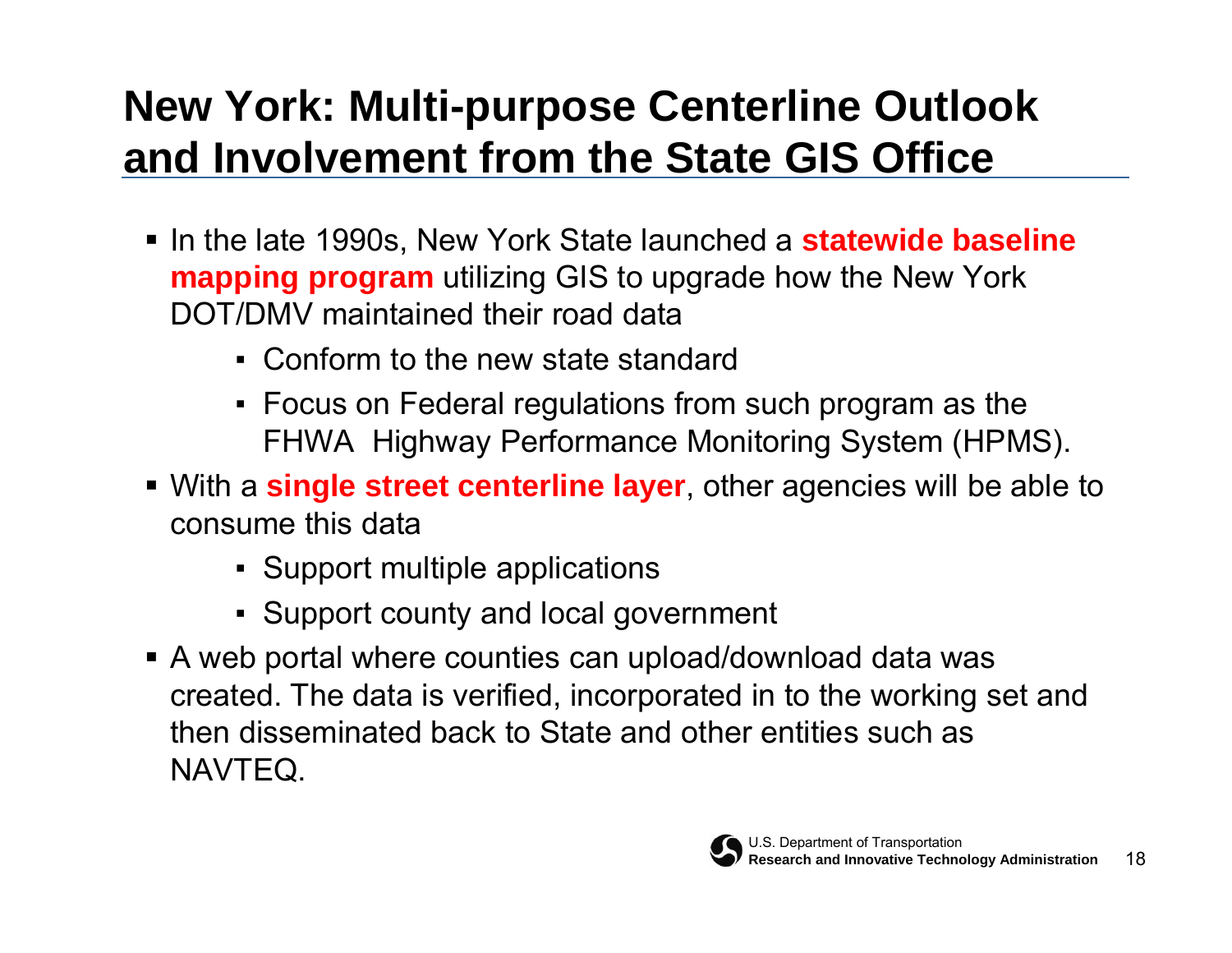# New York: Multi-purpose Centerline Outlook and Involvement from the State GIS Office

- In the late 1990s, New York State launched a **statewide baseline mapping program** utilizing GIS to upgrade how the New York DOT/DMV maintained their road data
  - Conform to the new state standard
  - Focus on Federal regulations from such program as the FHWA Highway Performance Monitoring System (HPMS).
- With a **single street centerline layer**, other agencies will be able to consume this data
  - Support multiple applications
  - Support county and local government
- A web portal where counties can upload/download data was created. The data is verified, incorporated in to the working set and then disseminated back to State and other entities such as NAVTEQ.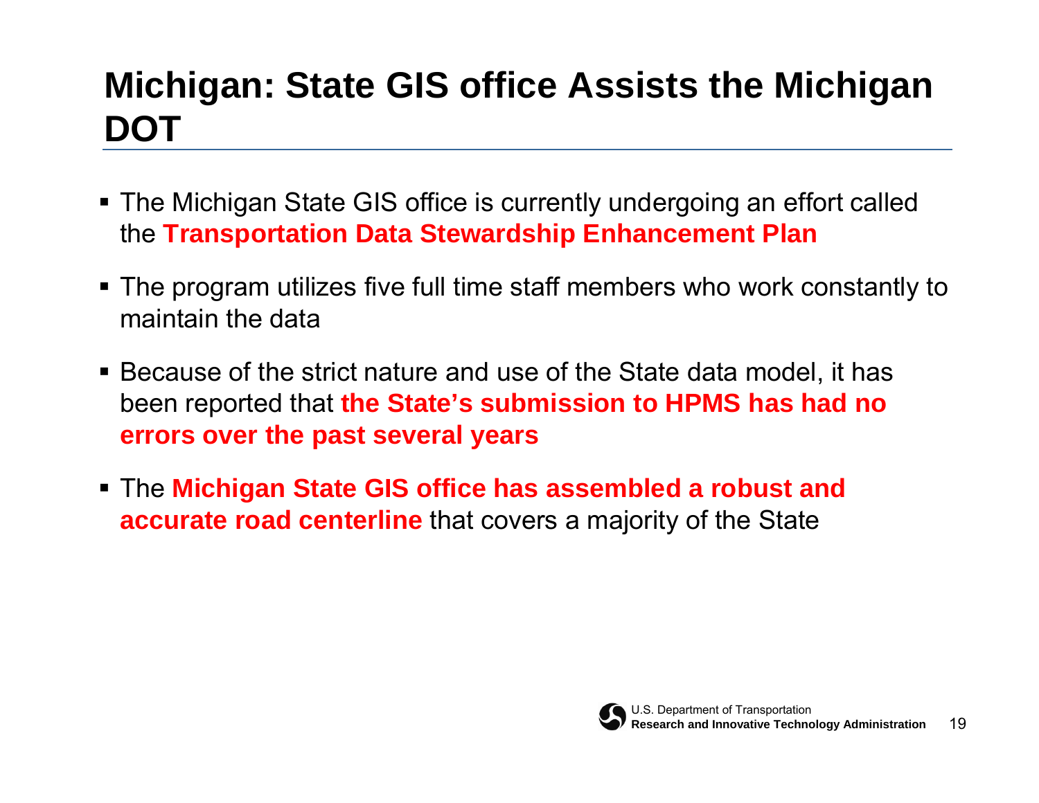# Michigan: State GIS office Assists the Michigan DOT

- The Michigan State GIS office is currently undergoing an effort called the **Transportation Data Stewardship Enhancement Plan**
- The program utilizes five full time staff members who work constantly to maintain the data
- Because of the strict nature and use of the State data model, it has been reported that **the State's submission to HPMS has had no errors over the past several years**
- The **Michigan State GIS office has assembled a robust and accurate road centerline** that covers a majority of the State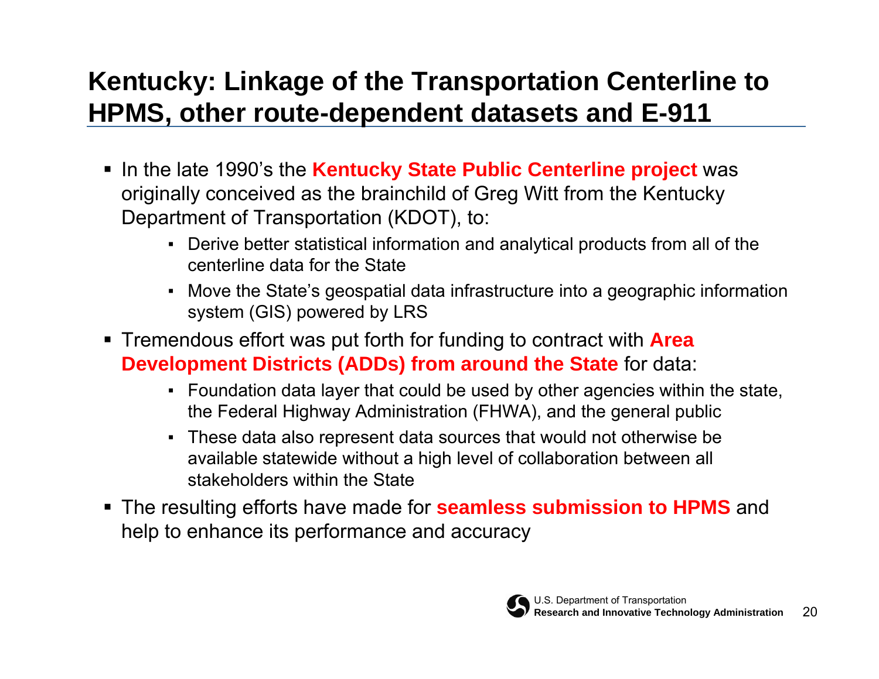# Kentucky: Linkage of the Transportation Centerline to HPMS, other route-dependent datasets and E-911

- In the late 1990's the **Kentucky State Public Centerline project** was originally conceived as the brainchild of Greg Witt from the Kentucky Department of Transportation (KDOT), to:
  - Derive better statistical information and analytical products from all of the centerline data for the State
  - Move the State's geospatial data infrastructure into a geographic information system (GIS) powered by LRS
- Tremendous effort was put forth for funding to contract with **Area Development Districts (ADDs) from around the State** for data:
  - Foundation data layer that could be used by other agencies within the state, the Federal Highway Administration (FHWA), and the general public
  - These data also represent data sources that would not otherwise be available statewide without a high level of collaboration between all stakeholders within the State
- The resulting efforts have made for **seamless submission to HPMS** and help to enhance its performance and accuracy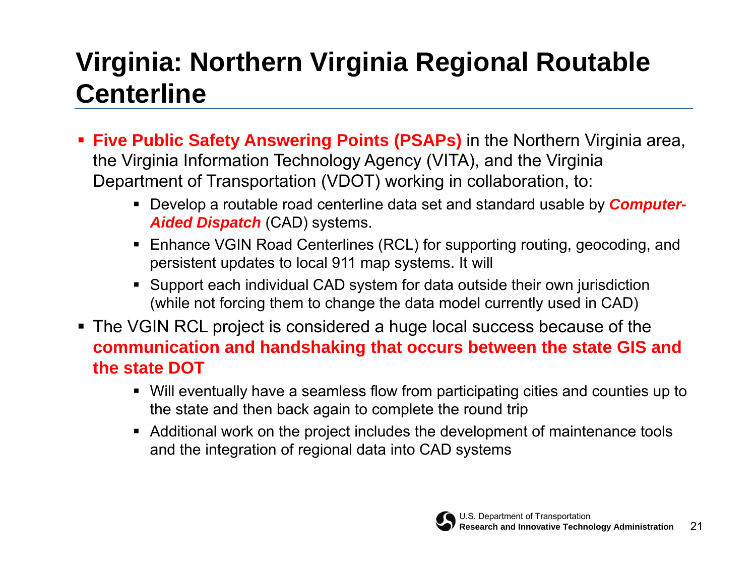# Virginia: Northern Virginia Regional Routable Centerline

- **Five Public Safety Answering Points (PSAPs)** in the Northern Virginia area, the Virginia Information Technology Agency (VITA), and the Virginia Department of Transportation (VDOT) working in collaboration, to:
  - Develop a routable road centerline data set and standard usable by ***Computer-Aided Dispatch*** (CAD) systems.
  - Enhance VGIN Road Centerlines (RCL) for supporting routing, geocoding, and persistent updates to local 911 map systems. It will
  - Support each individual CAD system for data outside their own jurisdiction (while not forcing them to change the data model currently used in CAD)
- The VGIN RCL project is considered a huge local success because of the **communication and handshaking that occurs between the state GIS and the state DOT**
  - Will eventually have a seamless flow from participating cities and counties up to the state and then back again to complete the round trip
  - Additional work on the project includes the development of maintenance tools and the integration of regional data into CAD systems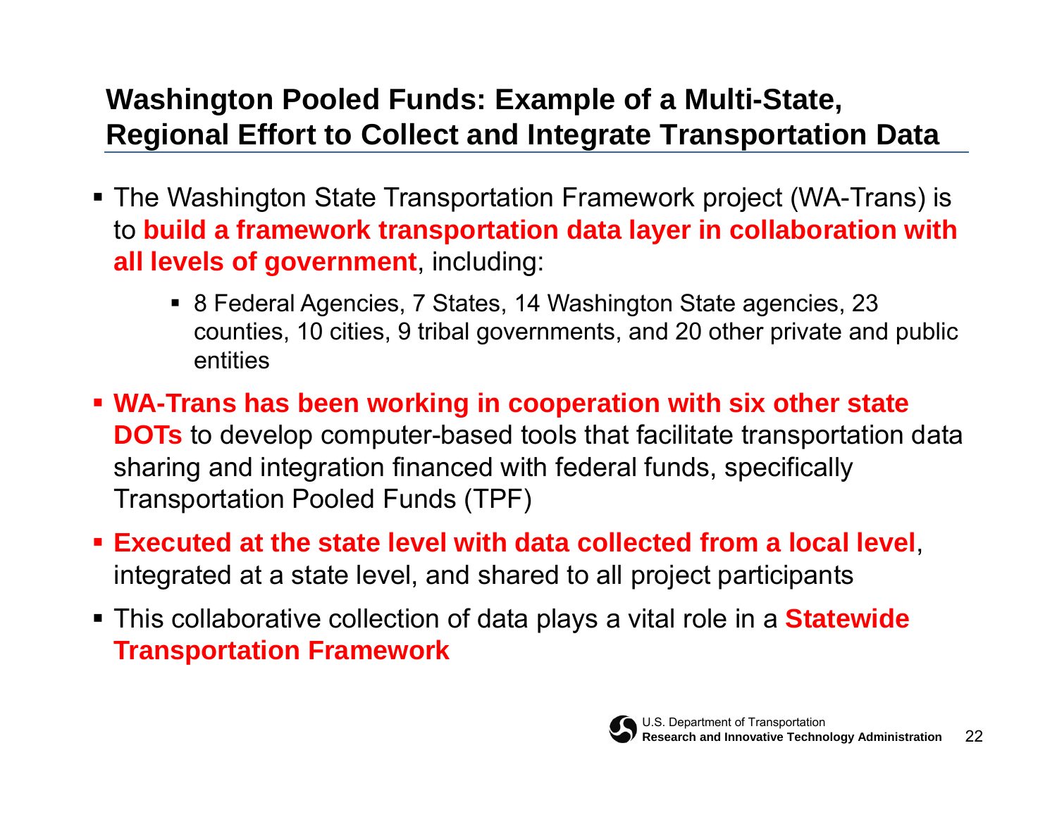## Washington Pooled Funds: Example of a Multi-State, Regional Effort to Collect and Integrate Transportation Data

- The Washington State Transportation Framework project (WA-Trans) is to **build a framework transportation data layer in collaboration with all levels of government**, including:
  - 8 Federal Agencies, 7 States, 14 Washington State agencies, 23 counties, 10 cities, 9 tribal governments, and 20 other private and public entities
- **WA-Trans has been working in cooperation with six other state DOTs** to develop computer-based tools that facilitate transportation data sharing and integration financed with federal funds, specifically Transportation Pooled Funds (TPF)
- **Executed at the state level with data collected from a local level**, integrated at a state level, and shared to all project participants
- This collaborative collection of data plays a vital role in a **Statewide Transportation Framework**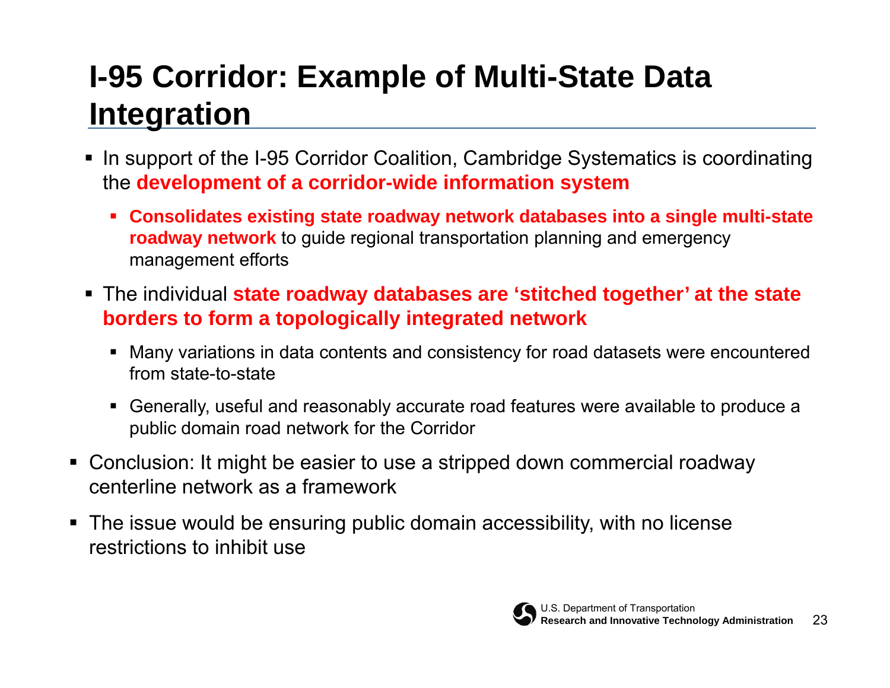# I-95 Corridor: Example of Multi-State Data Integration

- In support of the I-95 Corridor Coalition, Cambridge Systematics is coordinating the **development of a corridor-wide information system**
  - **Consolidates existing state roadway network databases into a single multi-state roadway network** to guide regional transportation planning and emergency management efforts
- The individual **state roadway databases are 'stitched together' at the state borders to form a topologically integrated network**
  - Many variations in data contents and consistency for road datasets were encountered from state-to-state
  - Generally, useful and reasonably accurate road features were available to produce a public domain road network for the Corridor
- Conclusion: It might be easier to use a stripped down commercial roadway centerline network as a framework
- The issue would be ensuring public domain accessibility, with no license restrictions to inhibit use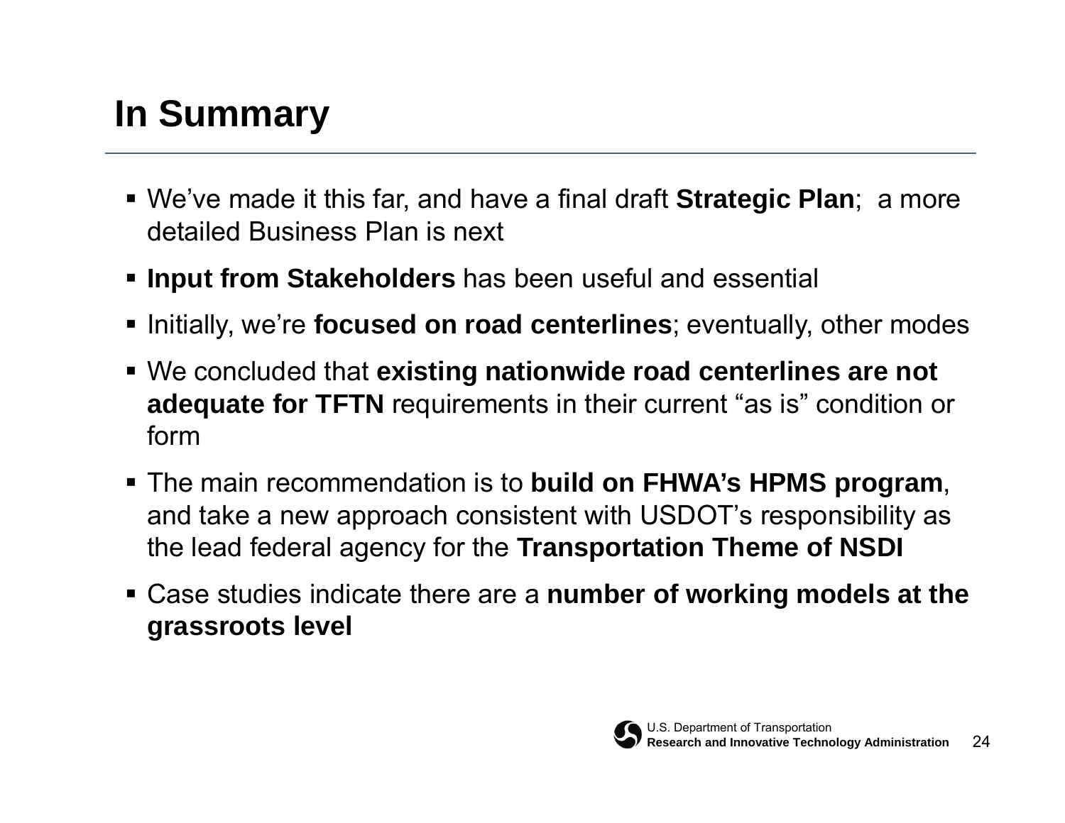# In Summary

- We've made it this far, and have a final draft **Strategic Plan**; a more detailed Business Plan is next
- **Input from Stakeholders** has been useful and essential
- Initially, we're **focused on road centerlines**; eventually, other modes
- We concluded that **existing nationwide road centerlines are not adequate for TFTN** requirements in their current "as is" condition or form
- The main recommendation is to **build on FHWA's HPMS program**, and take a new approach consistent with USDOT's responsibility as the lead federal agency for the **Transportation Theme of NSDI**
- Case studies indicate there are a **number of working models at the grassroots level**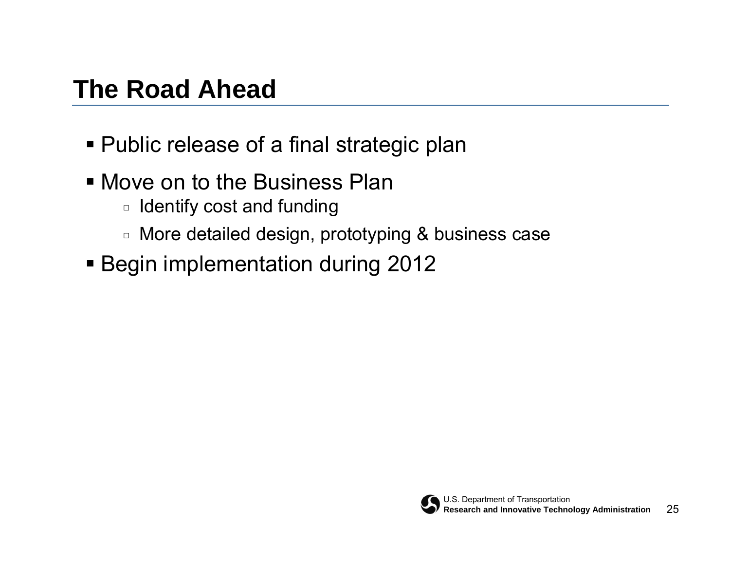# The Road Ahead

- Public release of a final strategic plan
- Move on to the Business Plan
  - Identify cost and funding
  - More detailed design, prototyping & business case
- Begin implementation during 2012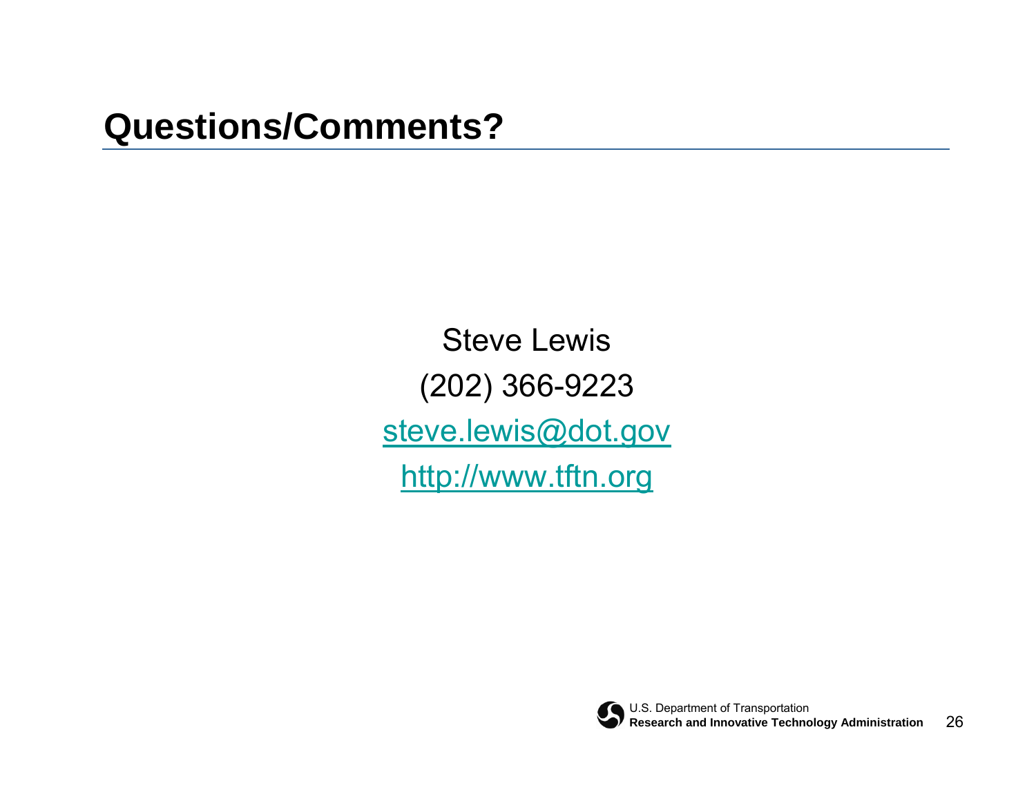# Questions/Comments?

Steve Lewis

(202) 366-9223

steve.lewis@dot.gov

http://www.tftn.org